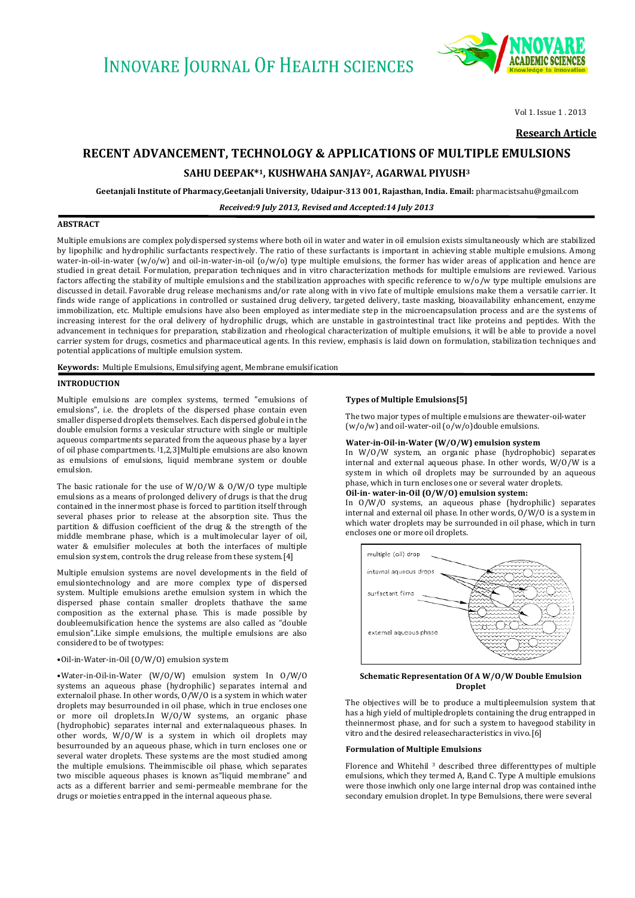# RECENT ADVANCEMENT, TECHNOLOGY & APPLICATIONS OF MULTIPLE EMULSIONS

**SAHU DEEPAK*[1], KUSHWAHA SANJAY[2], AGARWAL PIYUSH[3]**

**Geetanjali Institute of Pharmacy,Geetanjali University, Udaipur-313 001, Rajasthan, India. Email:** pharmacistsahu@gmail.com

***Received:9 July 2013, Revised and Accepted:14 July 2013***

## ABSTRACT

Multiple emulsions are complex polydispersed systems where both oil in water and water in oil emulsion exists simultaneously which are stabilized by lipophilic and hydrophilic surfactants respectively. The ratio of these surfactants is important in achieving stable multiple emulsions. Among water-in-oil-in-water (w/o/w) and oil-in-water-in-oil (o/w/o) type multiple emulsions, the former has wider areas of application and hence are studied in great detail. Formulation, preparation techniques and in vitro characterization methods for multiple emulsions are reviewed. Various factors affecting the stability of multiple emulsions and the stabilization approaches with specific reference to w/o/w type multiple emulsions are discussed in detail. Favorable drug release mechanisms and/or rate along with in vivo fate of multiple emulsions make them a versatile carrier. It finds wide range of applications in controlled or sustained drug delivery, targeted delivery, taste masking, bioavailability enhancement, enzyme immobilization, etc. Multiple emulsions have also been employed as intermediate step in the microencapsulation process and are the systems of increasing interest for the oral delivery of hydrophilic drugs, which are unstable in gastrointestinal tract like proteins and peptides. With the advancement in techniques for preparation, stabilization and rheological characterization of multiple emulsions, it will be able to provide a novel carrier system for drugs, cosmetics and pharmaceutical agents. In this review, emphasis is laid down on formulation, stabilization techniques and potential applications of multiple emulsion system.

**Keywords:** Multiple Emulsions, Emulsifying agent, Membrane emulsification

## INTRODUCTION

Multiple emulsions are complex systems, termed "emulsions of emulsions", i.e. the droplets of the dispersed phase contain even smaller dispersed droplets themselves. Each dispersed globule in the double emulsion forms a vesicular structure with single or multiple aqueous compartments separated from the aqueous phase by a layer of oil phase compartments. [1,2,3]Multiple emulsions are also known as emulsions of emulsions, liquid membrane system or double emulsion.

The basic rationale for the use of W/O/W & O/W/O type multiple emulsions as a means of prolonged delivery of drugs is that the drug contained in the innermost phase is forced to partition itself through several phases prior to release at the absorption site. Thus the partition & diffusion coefficient of the drug & the strength of the middle membrane phase, which is a multimolecular layer of oil, water & emulsifier molecules at both the interfaces of multiple emulsion system, controls the drug release from these system.[4]

Multiple emulsion systems are novel developments in the field of emulsiontechnology and are more complex type of dispersed system. Multiple emulsions arethe emulsion system in which the dispersed phase contain smaller droplets thathave the same composition as the external phase. This is made possible by doubleemulsification hence the systems are also called as "double emulsion".Like simple emulsions, the multiple emulsions are also considered to be of twotypes:

- Oil-in-Water-in-Oil (O/W/O) emulsion system
- Water-in-Oil-in-Water (W/O/W) emulsion system In O/W/O systems an aqueous phase (hydrophilic) separates internal and externaloil phase. In other words, O/W/O is a system in which water droplets may besurrounded in oil phase, which in true encloses one or more oil droplets.In W/O/W systems, an organic phase (hydrophobic) separates internal and externalaqueous phases. In other words, W/O/W is a system in which oil droplets may besurrounded by an aqueous phase, which in turn encloses one or several water droplets. These systems are the most studied among the multiple emulsions. Theimmiscible oil phase, which separates two miscible aqueous phases is known as"liquid membrane" and acts as a different barrier and semi-permeable membrane for the drugs or moieties entrapped in the internal aqueous phase.

### Types of Multiple Emulsions[5]

The two major types of multiple emulsions are thewater-oil-water (w/o/w) and oil-water-oil (o/w/o)double emulsions.

#### Water-in-Oil-in-Water (W/O/W) emulsion system

In W/O/W system, an organic phase (hydrophobic) separates internal and external aqueous phase. In other words, W/O/W is a system in which oil droplets may be surrounded by an aqueous phase, which in turn encloses one or several water droplets.

#### Oil-in- water-in-Oil (O/W/O) emulsion system:

In O/W/O systems, an aqueous phase (hydrophilic) separates internal and external oil phase. In other words, O/W/O is a system in which water droplets may be surrounded in oil phase, which in turn encloses one or more oil droplets.

multiple (oil) drop

internal aqueous drops

surfactant films

external aqueous phase

**Schematic Representation Of A W/O/W Double Emulsion Droplet**

The objectives will be to produce a multipleemulsion system that has a high yield of multipledroplets containing the drug entrapped in theinnermost phase, and for such a system to havegood stability in vitro and the desired releasecharacteristics in vivo.[6]

### Formulation of Multiple Emulsions

Florence and Whitehil [3] described three differenttypes of multiple emulsions, which they termed A, B,and C. Type A multiple emulsions were those inwhich only one large internal drop was contained inthe secondary emulsion droplet. In type Bemulsions, there were several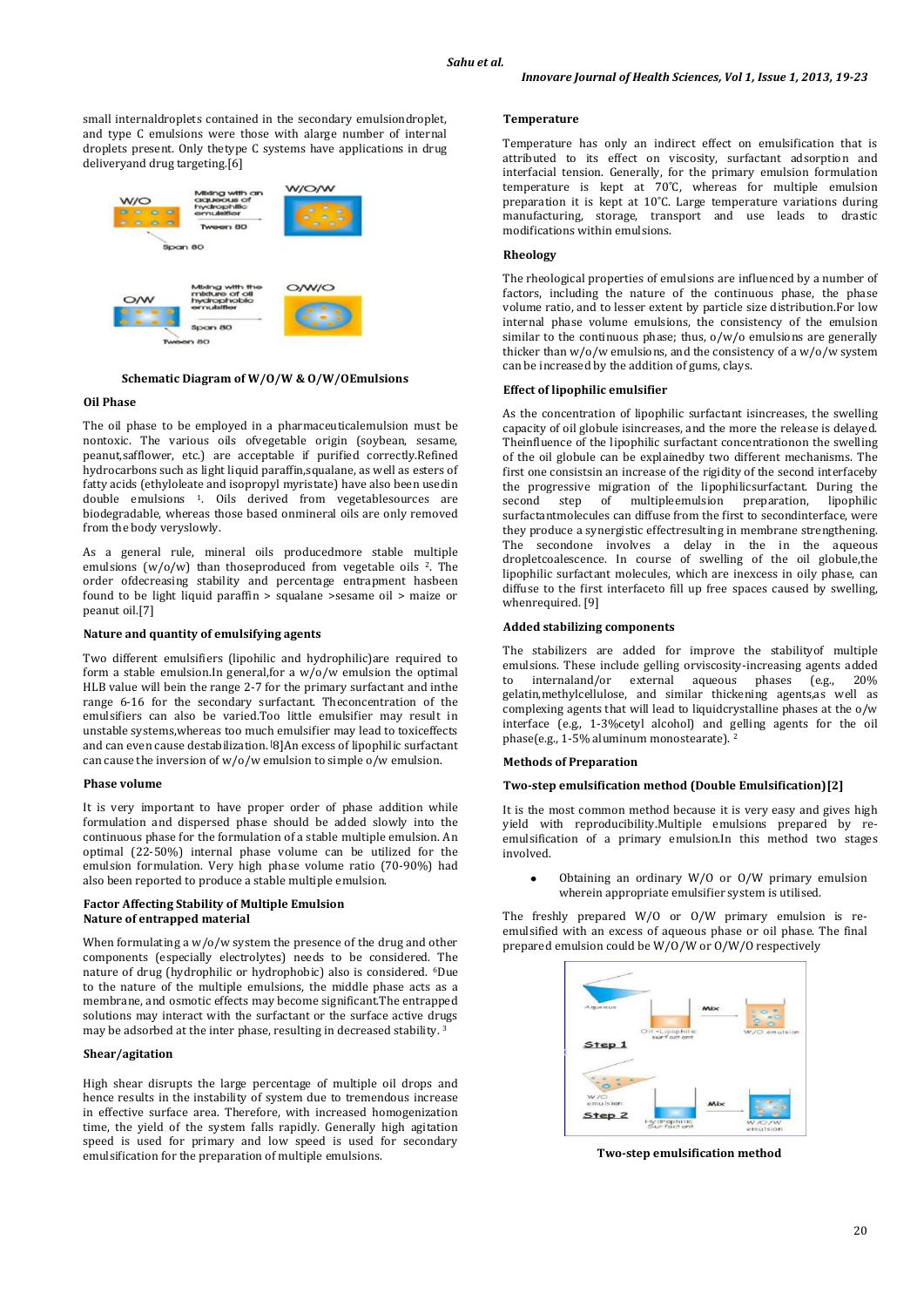small internaldroplets contained in the secondary emulsiondroplet, and type C emulsions were those with alarge number of internal droplets present. Only thetype C systems have applications in drug deliveryand drug targeting.[6]

**Schematic Diagram of W/O/W & O/W/OEmulsions**

### Oil Phase

The oil phase to be employed in a pharmaceuticalemulsion must be nontoxic. The various oils ofvegetable origin (soybean, sesame, peanut,safflower, etc.) are acceptable if purified correctly.Refined hydrocarbons such as light liquid paraffin,squalane, as well as esters of fatty acids (ethyloleate and isopropyl myristate) have also been usedin double emulsions [1]. Oils derived from vegetablesources are biodegradable, whereas those based onmineral oils are only removed from the body veryslowly.

As a general rule, mineral oils producedmore stable multiple emulsions (w/o/w) than thoseproduced from vegetable oils [2]. The order ofdecreasing stability and percentage entrapment hasbeen found to be light liquid paraffin > squalane >sesame oil > maize or peanut oil.[7]

### Nature and quantity of emulsifying agents

Two different emulsifiers (lipohilic and hydrophilic)are required to form a stable emulsion.In general,for a w/o/w emulsion the optimal HLB value will bein the range 2-7 for the primary surfactant and inthe range 6-16 for the secondary surfactant. Theconcentration of the emulsifiers can also be varied.Too little emulsifier may result in unstable systems,whereas too much emulsifier may lead to toxiceffects and can even cause destabilization.[8]An excess of lipophilic surfactant can cause the inversion of w/o/w emulsion to simple o/w emulsion.

### Phase volume

It is very important to have proper order of phase addition while formulation and dispersed phase should be added slowly into the continuous phase for the formulation of a stable multiple emulsion. An optimal (22-50%) internal phase volume can be utilized for the emulsion formulation. Very high phase volume ratio (70-90%) had also been reported to produce a stable multiple emulsion.

### Factor Affecting Stability of Multiple Emulsion

### Nature of entrapped material

When formulating a w/o/w system the presence of the drug and other components (especially electrolytes) needs to be considered. The nature of drug (hydrophilic or hydrophobic) also is considered. [6]Due to the nature of the multiple emulsions, the middle phase acts as a membrane, and osmotic effects may become significant.The entrapped solutions may interact with the surfactant or the surface active drugs may be adsorbed at the inter phase, resulting in decreased stability. [3]

### Shear/agitation

High shear disrupts the large percentage of multiple oil drops and hence results in the instability of system due to tremendous increase in effective surface area. Therefore, with increased homogenization time, the yield of the system falls rapidly. Generally high agitation speed is used for primary and low speed is used for secondary emulsification for the preparation of multiple emulsions.

### Temperature

Temperature has only an indirect effect on emulsification that is attributed to its effect on viscosity, surfactant adsorption and interfacial tension. Generally, for the primary emulsion formulation temperature is kept at 70˚C, whereas for multiple emulsion preparation it is kept at 10˚C. Large temperature variations during manufacturing, storage, transport and use leads to drastic modifications within emulsions.

### Rheology

The rheological properties of emulsions are influenced by a number of factors, including the nature of the continuous phase, the phase volume ratio, and to lesser extent by particle size distribution.For low internal phase volume emulsions, the consistency of the emulsion similar to the continuous phase; thus, o/w/o emulsions are generally thicker than w/o/w emulsions, and the consistency of a w/o/w system can be increased by the addition of gums, clays.

### Effect of lipophilic emulsifier

As the concentration of lipophilic surfactant isincreases, the swelling capacity of oil globule isincreases, and the more the release is delayed. Theinfluence of the lipophilic surfactant concentrationon the swelling of the oil globule can be explainedby two different mechanisms. The first one consistsin an increase of the rigidity of the second interfaceby the progressive migration of the lipophilicsurfactant. During the second step of multipleemulsion preparation, lipophilic surfactantmolecules can diffuse from the first to secondinterface, were they produce a synergistic effectresulting in membrane strengthening. The secondone involves a delay in the in the aqueous dropletcoalescence. In course of swelling of the oil globule,the lipophilic surfactant molecules, which are inexcess in oily phase, can diffuse to the first interfaceto fill up free spaces caused by swelling, whenrequired. [9]

### Added stabilizing components

The stabilizers are added for improve the stabilityof multiple emulsions. These include gelling orviscosity-increasing agents added to internaland/or external aqueous phases (e.g., 20% gelatin,methylcellulose, and similar thickening agents,as well as complexing agents that will lead to liquidcrystalline phases at the o/w interface (e.g., 1-3%cetyl alcohol) and gelling agents for the oil phase(e.g., 1-5% aluminum monostearate). [2]

### Methods of Preparation

### Two-step emulsification method (Double Emulsification)[2]

It is the most common method because it is very easy and gives high yield with reproducibility.Multiple emulsions prepared by re-emulsification of a primary emulsion.In this method two stages involved.

- Obtaining an ordinary W/O or O/W primary emulsion wherein appropriate emulsifier system is utilised.

The freshly prepared W/O or O/W primary emulsion is re-emulsified with an excess of aqueous phase or oil phase. The final prepared emulsion could be W/O/W or O/W/O respectively

**Two-step emulsification method**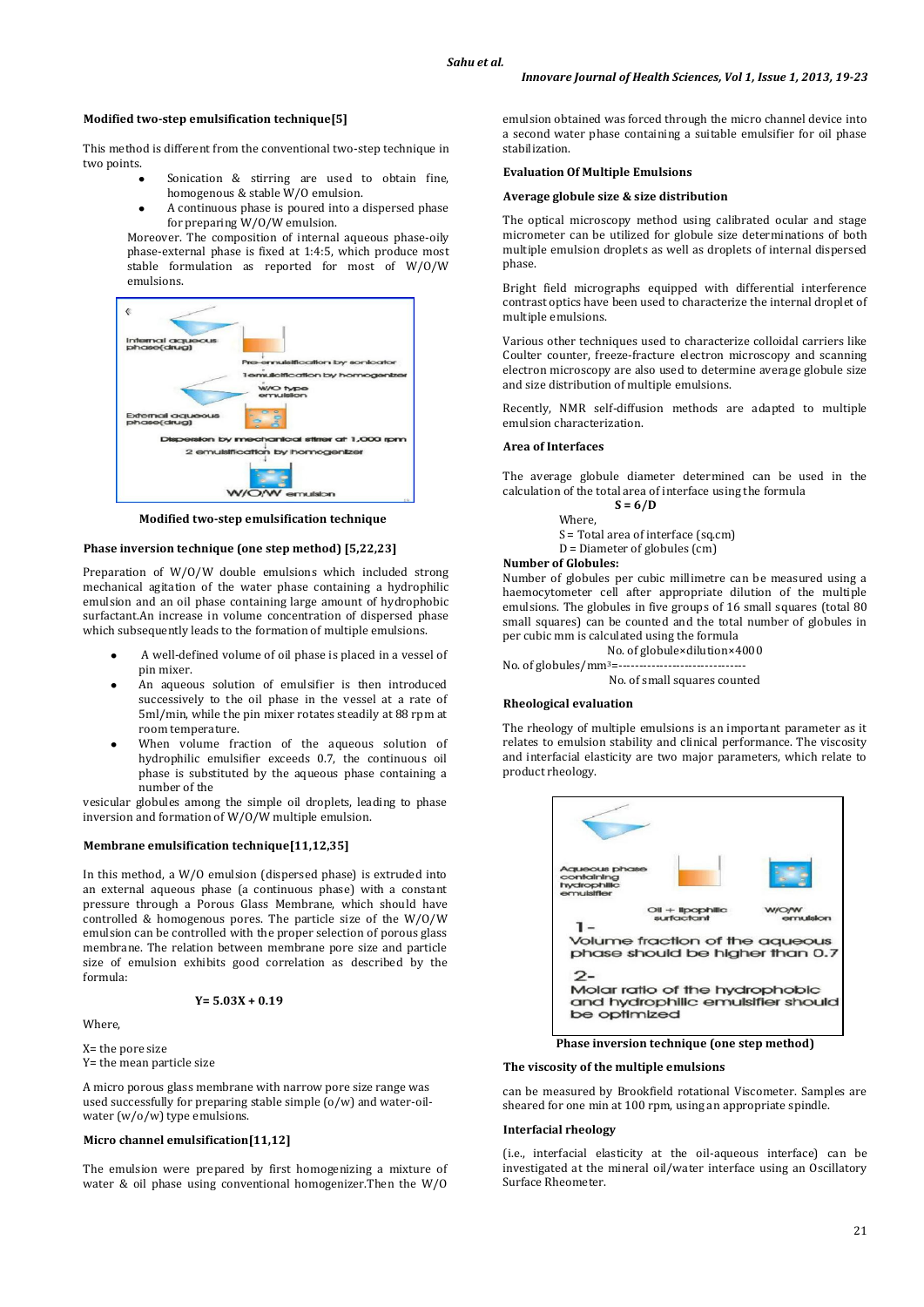### Modified two-step emulsification technique[5]

This method is different from the conventional two-step technique in two points.

- Sonication & stirring are used to obtain fine, homogenous & stable W/O emulsion.
- A continuous phase is poured into a dispersed phase for preparing W/O/W emulsion.

Moreover. The composition of internal aqueous phase-oily phase-external phase is fixed at 1:4:5, which produce most stable formulation as reported for most of W/O/W emulsions.

Modified two-step emulsification technique

### Phase inversion technique (one step method) [5,22,23]

Preparation of W/O/W double emulsions which included strong mechanical agitation of the water phase containing a hydrophilic emulsion and an oil phase containing large amount of hydrophobic surfactant.An increase in volume concentration of dispersed phase which subsequently leads to the formation of multiple emulsions.

- A well-defined volume of oil phase is placed in a vessel of pin mixer.
- An aqueous solution of emulsifier is then introduced successively to the oil phase in the vessel at a rate of 5ml/min, while the pin mixer rotates steadily at 88 rpm at room temperature.
- When volume fraction of the aqueous solution of hydrophilic emulsifier exceeds 0.7, the continuous oil phase is substituted by the aqueous phase containing a number of the

vesicular globules among the simple oil droplets, leading to phase inversion and formation of W/O/W multiple emulsion.

### Membrane emulsification technique[11,12,35]

In this method, a W/O emulsion (dispersed phase) is extruded into an external aqueous phase (a continuous phase) with a constant pressure through a Porous Glass Membrane, which should have controlled & homogenous pores. The particle size of the W/O/W emulsion can be controlled with the proper selection of porous glass membrane. The relation between membrane pore size and particle size of emulsion exhibits good correlation as described by the formula:

$$Y = 5.03X + 0.19$$

Where,

X= the pore size

Y= the mean particle size

A micro porous glass membrane with narrow pore size range was used successfully for preparing stable simple (o/w) and water-oil-water (w/o/w) type emulsions.

### Micro channel emulsification[11,12]

The emulsion were prepared by first homogenizing a mixture of water & oil phase using conventional homogenizer.Then the W/O emulsion obtained was forced through the micro channel device into a second water phase containing a suitable emulsifier for oil phase stabilization.

### Evaluation Of Multiple Emulsions

### Average globule size & size distribution

The optical microscopy method using calibrated ocular and stage micrometer can be utilized for globule size determinations of both multiple emulsion droplets as well as droplets of internal dispersed phase.

Bright field micrographs equipped with differential interference contrast optics have been used to characterize the internal droplet of multiple emulsions.

Various other techniques used to characterize colloidal carriers like Coulter counter, freeze-fracture electron microscopy and scanning electron microscopy are also used to determine average globule size and size distribution of multiple emulsions.

Recently, NMR self-diffusion methods are adapted to multiple emulsion characterization.

### Area of Interfaces

The average globule diameter determined can be used in the calculation of the total area of interface using the formula

$$S = 6/D$$

Where,

S = Total area of interface (sq.cm)

D = Diameter of globules (cm)

**Number of Globules:**

Number of globules per cubic millimetre can be measured using a haemocytometer cell after appropriate dilution of the multiple emulsions. The globules in five groups of 16 small squares (total 80 small squares) can be counted and the total number of globules in per cubic mm is calculated using the formula

$$\text{No. of globules/mm}^3 = \frac{\text{No. of globule} \times \text{dilution} \times 4000}{\text{No. of small squares counted}}$$

### Rheological evaluation

The rheology of multiple emulsions is an important parameter as it relates to emulsion stability and clinical performance. The viscosity and interfacial elasticity are two major parameters, which relate to product rheology.

Phase inversion technique (one step method)

### The viscosity of the multiple emulsions

can be measured by Brookfield rotational Viscometer. Samples are sheared for one min at 100 rpm, using an appropriate spindle.

### Interfacial rheology

(i.e., interfacial elasticity at the oil-aqueous interface) can be investigated at the mineral oil/water interface using an Oscillatory Surface Rheometer.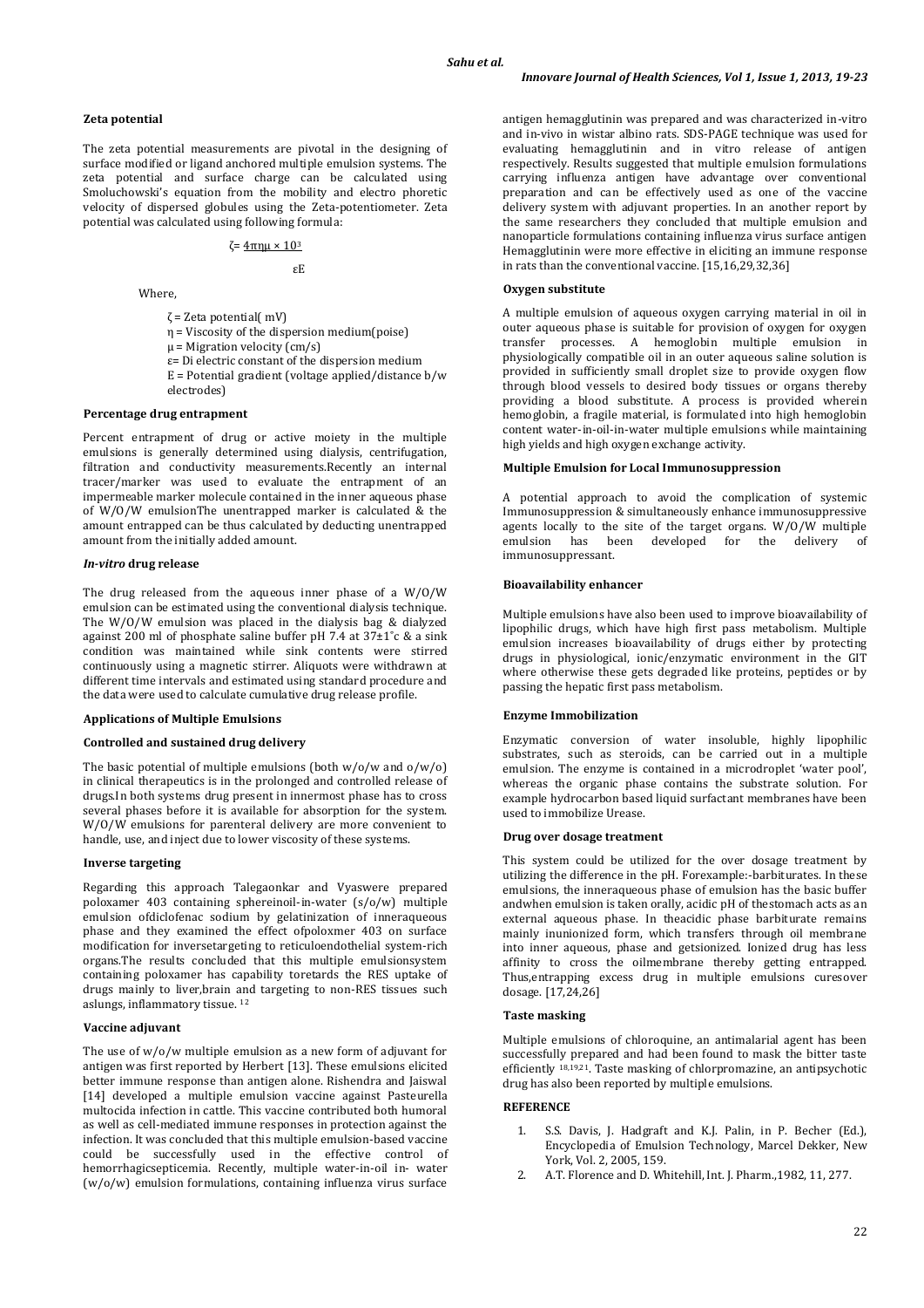**Zeta potential**

The zeta potential measurements are pivotal in the designing of surface modified or ligand anchored multiple emulsion systems. The zeta potential and surface charge can be calculated using Smoluchowski's equation from the mobility and electro phoretic velocity of dispersed globules using the Zeta-potentiometer. Zeta potential was calculated using following formula:

$$\zeta = \frac{4\pi\eta\mu \times 10^3}{\varepsilon E}$$

Where,

$\zeta$ = Zeta potential( mV)
$\eta$ = Viscosity of the dispersion medium(poise)
$\mu$ = Migration velocity (cm/s)
$\varepsilon$= Di electric constant of the dispersion medium
E = Potential gradient (voltage applied/distance b/w electrodes)

**Percentage drug entrapment**

Percent entrapment of drug or active moiety in the multiple emulsions is generally determined using dialysis, centrifugation, filtration and conductivity measurements.Recently an internal tracer/marker was used to evaluate the entrapment of an impermeable marker molecule contained in the inner aqueous phase of W/O/W emulsionThe unentrapped marker is calculated & the amount entrapped can be thus calculated by deducting unentrapped amount from the initially added amount.

***In-vitro* drug release**

The drug released from the aqueous inner phase of a W/O/W emulsion can be estimated using the conventional dialysis technique. The W/O/W emulsion was placed in the dialysis bag & dialyzed against 200 ml of phosphate saline buffer pH 7.4 at 37±1°c & a sink condition was maintained while sink contents were stirred continuously using a magnetic stirrer. Aliquots were withdrawn at different time intervals and estimated using standard procedure and the data were used to calculate cumulative drug release profile.

**Applications of Multiple Emulsions**

**Controlled and sustained drug delivery**

The basic potential of multiple emulsions (both w/o/w and o/w/o) in clinical therapeutics is in the prolonged and controlled release of drugs.In both systems drug present in innermost phase has to cross several phases before it is available for absorption for the system. W/O/W emulsions for parenteral delivery are more convenient to handle, use, and inject due to lower viscosity of these systems.

**Inverse targeting**

Regarding this approach Talegaonkar and Vyaswere prepared poloxamer 403 containing sphereinoil-in-water (s/o/w) multiple emulsion ofdiclofenac sodium by gelatinization of inneraqueous phase and they examined the effect ofpoloxmer 403 on surface modification for inversetargeting to reticuloendothelial system-rich organs.The results concluded that this multiple emulsionsystem containing poloxamer has capability toretards the RES uptake of drugs mainly to liver,brain and targeting to non-RES tissues such aslungs, inflammatory tissue. [12]

**Vaccine adjuvant**

The use of w/o/w multiple emulsion as a new form of adjuvant for antigen was first reported by Herbert [13]. These emulsions elicited better immune response than antigen alone. Rishendra and Jaiswal [14] developed a multiple emulsion vaccine against Pasteurella multocida infection in cattle. This vaccine contributed both humoral as well as cell-mediated immune responses in protection against the infection. It was concluded that this multiple emulsion-based vaccine could be successfully used in the effective control of hemorrhagicsepticemia. Recently, multiple water-in-oil in- water (w/o/w) emulsion formulations, containing influenza virus surface antigen hemagglutinin was prepared and was characterized in-vitro and in-vivo in wistar albino rats. SDS-PAGE technique was used for evaluating hemagglutinin and in vitro release of antigen respectively. Results suggested that multiple emulsion formulations carrying influenza antigen have advantage over conventional preparation and can be effectively used as one of the vaccine delivery system with adjuvant properties. In an another report by the same researchers they concluded that multiple emulsion and nanoparticle formulations containing influenza virus surface antigen Hemagglutinin were more effective in eliciting an immune response in rats than the conventional vaccine. [15,16,29,32,36]

**Oxygen substitute**

A multiple emulsion of aqueous oxygen carrying material in oil in outer aqueous phase is suitable for provision of oxygen for oxygen transfer processes. A hemoglobin multiple emulsion in physiologically compatible oil in an outer aqueous saline solution is provided in sufficiently small droplet size to provide oxygen flow through blood vessels to desired body tissues or organs thereby providing a blood substitute. A process is provided wherein hemoglobin, a fragile material, is formulated into high hemoglobin content water-in-oil-in-water multiple emulsions while maintaining high yields and high oxygen exchange activity.

**Multiple Emulsion for Local Immunosuppression**

A potential approach to avoid the complication of systemic Immunosuppression & simultaneously enhance immunosuppressive agents locally to the site of the target organs. W/O/W multiple emulsion has been developed for the delivery of immunosuppressant.

**Bioavailability enhancer**

Multiple emulsions have also been used to improve bioavailability of lipophilic drugs, which have high first pass metabolism. Multiple emulsion increases bioavailability of drugs either by protecting drugs in physiological, ionic/enzymatic environment in the GIT where otherwise these gets degraded like proteins, peptides or by passing the hepatic first pass metabolism.

**Enzyme Immobilization**

Enzymatic conversion of water insoluble, highly lipophilic substrates, such as steroids, can be carried out in a multiple emulsion. The enzyme is contained in a microdroplet 'water pool', whereas the organic phase contains the substrate solution. For example hydrocarbon based liquid surfactant membranes have been used to immobilize Urease.

**Drug over dosage treatment**

This system could be utilized for the over dosage treatment by utilizing the difference in the pH. Forexample:-barbiturates. In these emulsions, the inneraqueous phase of emulsion has the basic buffer andwhen emulsion is taken orally, acidic pH of thestomach acts as an external aqueous phase. In theacidic phase barbiturate remains mainly inunionized form, which transfers through oil membrane into inner aqueous, phase and getsionized. Ionized drug has less affinity to cross the oilmembrane thereby getting entrapped. Thus,entrapping excess drug in multiple emulsions curesover dosage. [17,24,26]

**Taste masking**

Multiple emulsions of chloroquine, an antimalarial agent has been successfully prepared and had been found to mask the bitter taste efficiently [18,19,21]. Taste masking of chlorpromazine, an antipsychotic drug has also been reported by multiple emulsions.

**REFERENCE**

1. S.S. Davis, J. Hadgraft and K.J. Palin, in P. Becher (Ed.), Encyclopedia of Emulsion Technology, Marcel Dekker, New York, Vol. 2, 2005, 159.
2. A.T. Florence and D. Whitehill, Int. J. Pharm.,1982, 11, 277.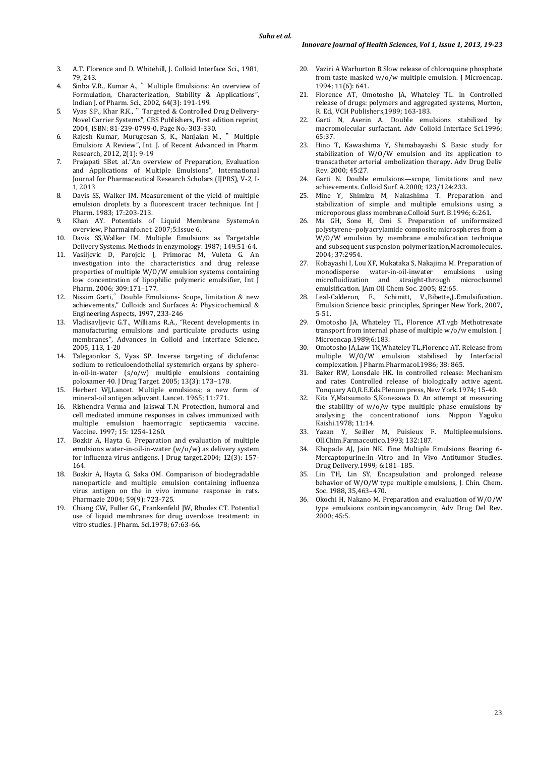3. A.T. Florence and D. Whitehill, J. Colloid Interface Sci., 1981, 79, 243.
4. Sinha V.R., Kumar A., " Multiple Emulsions: An overview of Formulation, Characterization, Stability & Applications", Indian J. of Pharm. Sci., 2002, 64(3): 191-199.
5. Vyas S.P., Khar R.K., " Targeted & Controlled Drug Delivery-Novel Carrier Systems", CBS Publishers, First edition reprint, 2004, ISBN: 81-239-0799-0, Page No.-303-330.
6. Rajesh Kumar, Murugesan S, K., Nanjaian M., " Multiple Emulsion: A Review", Int. J. of Recent Advanced in Pharm. Research, 2012, 2(1): 9-19
7. Prajapati SBet. al."An overview of Preparation, Evaluation and Applications of Multiple Emulsions", International Journal for Pharmaceutical Research Scholars (IJPRS), V-2, I-1, 2013
8. Davis SS, Walker IM. Measurement of the yield of multiple emulsion droplets by a fluorescent tracer technique. Int J Pharm. 1983; 17:203-213.
9. Khan AY. Potentials of Liquid Membrane System:An overview, Pharmainfo.net. 2007;5:Issue 6.
10. Davis SS,Walker IM. Multiple Emulsions as Targetable Delivery Systems. Methods in enzymology. 1987; 149:51-64.
11. Vasiljevic D, Parojcic J, Primorac M, Vuleta G. An investigation into the characteristics and drug release properties of multiple W/O/W emulsion systems containing low concentration of lipophilic polymeric emulsifier, Int J Pharm. 2006; 309:171–177.
12. Nissim Garti," Double Emulsions- Scope, limitation & new achievements," Colloids and Surfaces A: Physicochemical & Engineering Aspects, 1997, 233-246
13. Vladisavljevic G.T., Williams R.A., "Recent developments in manufacturing emulsions and particulate products using membranes", Advances in Colloid and Interface Science, 2005, 113, 1-20
14. Talegaonkar S, Vyas SP. Inverse targeting of diclofenac sodium to reticuloendothelial systemrich organs by sphere-in-oil-in-water (s/o/w) multiple emulsions containing poloxamer 40. J Drug Target. 2005; 13(3): 173–178.
15. Herbert WJ,Lancet. Multiple emulsions; a new form of mineral-oil antigen adjuvant. Lancet. 1965; 11:771.
16. Rishendra Verma and Jaiswal T.N. Protection, humoral and cell mediated immune responses in calves immunized with multiple emulsion haemorragic septicaemia vaccine. Vaccine. 1997; 15: 1254-1260.
17. Bozkir A, Hayta G. Preparation and evaluation of multiple emulsions water-in-oil-in-water (w/o/w) as delivery system for influenza virus antigens. J Drug target.2004; 12(3): 157-164.
18. Bozkir A, Hayta G, Saka OM. Comparison of biodegradable nanoparticle and multiple emulsion containing influenza virus antigen on the in vivo immune response in rats. Pharmazie 2004; 59(9): 723-725.
19. Chiang CW, Fuller GC, Frankenfeld JW, Rhodes CT. Potential use of liquid membranes for drug overdose treatment: in vitro studies. J Pharm. Sci.1978; 67:63-66.
20. Vaziri A Warburton B.Slow release of chloroquine phosphate from taste masked w/o/w multiple emulsion. J Microencap. 1994; 11(6): 641.
21. Florence AT, Omotosho JA, Whateley TL. In Controlled release of drugs: polymers and aggregated systems, Morton, R. Ed., VCH Publishers,1989; 163-183.
22. Garti N, Aserin A. Double emulsions stabilized by macromolecular surfactant. Adv Colloid Interface Sci.1996; 65:37.
23. Hino T, Kawashima Y, Shimabayashi S. Basic study for stabilization of W/O/W emulsion and its application to transcatheter arterial embolization therapy. Adv Drug Deliv Rev. 2000; 45:27.
24. Garti N. Double emulsions—scope, limitations and new achievements. Colloid Surf. A.2000; 123/124:233.
25. Mine Y, Shimizu M, Nakashima T. Preparation and stabilization of simple and multiple emulsions using a microporous glass membrane.Colloid Surf. B.1996; 6:261.
26. Ma GH, Sone H, Omi S. Preparation of uniformsized polystyrene–polyacrylamide composite microspheres from a W/O/W emulsion by membrane emulsification technique and subsequent suspension polymerization,Macromolecules. 2004; 37:2954.
27. Kobayashi I, Lou XF, Mukataka S, Nakajima M. Preparation of monodisperse water-in-oil-inwater emulsions using microfluidization and straight-through microchannel emulsification. JAm Oil Chem Soc. 2005; 82:65.
28. Leal-Calderon, F., Schimitt, V.,Bibette,J..Emulsification. Emulsion Science basic principles, Springer New York, 2007, 5-51.
29. Omotosho JA, Whateley TL, Florence AT.vgb Methotrexate transport from internal phase of multiple w/o/w emulsion. J Microencap.1989;6:183.
30. Omotosho JA,Law TK,Whateley TL,Florence AT. Release from multiple W/O/W emulsion stabilised by Interfacial complexation. J Pharm.Pharmacol.1986; 38: 865.
31. Baker RW, Lonsdale HK. In controlled release: Mechanism and rates Controlled release of biologically active agent. Tonquary AO,R.E.Eds.Plenum press, New York.1974; 15-40.
32. Kita Y,Matsumoto S,Konezawa D. An attempt at measuring the stability of w/o/w type multiple phase emulsions by analysing the concentrationof ions. Nippon Yaguku Kaishi.1978; 11:14.
33. Yazan Y, Seiller M, Puisieux F. Multipleemulsions. Oll.Chim.Farmaceutico.1993; 132:187.
34. Khopade AJ, Jain NK. Fine Multiple Emulsions Bearing 6-Mercaptopurine:In Vitro and In Vivo Antitumor Studies. Drug Delivery.1999; 6:181–185.
35. Lin TH, Lin SY, Encapsulation and prolonged release behavior of W/O/W type multiple emulsions, J. Chin. Chem. Soc. 1988, 35,463–470.
36. Okochi H, Nakano M. Preparation and evaluation of W/O/W type emulsions containingvancomycin, Adv Drug Del Rev. 2000; 45:5.